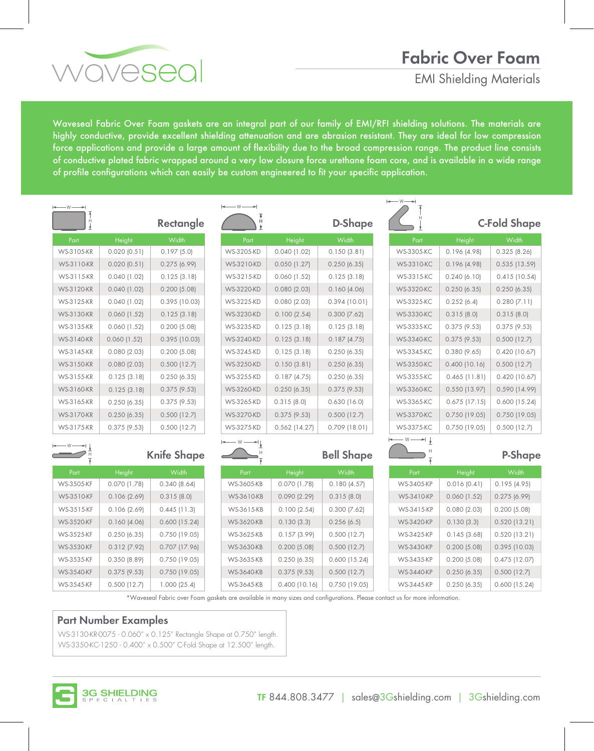# Fabric Over Foam

## EMI Shielding Materials

Waveseal Fabric Over Foam gaskets are an integral part of our family of EMI/RFI shielding solutions. The materials are highly conductive, provide excellent shielding attenuation and are abrasion resistant. They are ideal for low compression force applications and provide a large amount of flexibility due to the broad compression range. The product line consists of conductive plated fabric wrapped around a very low closure force urethane foam core, and is available in a wide range of profile configurations which can easily be custom engineered to fit your specific application.

### Rectangle

| Part | Height | Width |
|---|---|---|
| WS-3105-KR | 0.020 (0.51) | 0.197 (5.0) |
| WS-3110-KR | 0.020 (0.51) | 0.275 (6.99) |
| WS-3115-KR | 0.040 (1.02) | 0.125 (3.18) |
| WS-3120-KR | 0.040 (1.02) | 0.200 (5.08) |
| WS-3125-KR | 0.040 (1.02) | 0.395 (10.03) |
| WS-3130-KR | 0.060 (1.52) | 0.125 (3.18) |
| WS-3135-KR | 0.060 (1.52) | 0.200 (5.08) |
| WS-3140-KR | 0.060 (1.52) | 0.395 (10.03) |
| WS-3145-KR | 0.080 (2.03) | 0.200 (5.08) |
| WS-3150-KR | 0.080 (2.03) | 0.500 (12.7) |
| WS-3155-KR | 0.125 (3.18) | 0.250 (6.35) |
| WS-3160-KR | 0.125 (3.18) | 0.375 (9.53) |
| WS-3165-KR | 0.250 (6.35) | 0.375 (9.53) |
| WS-3170-KR | 0.250 (6.35) | 0.500 (12.7) |
| WS-3175-KR | 0.375 (9.53) | 0.500 (12.7) |

### D-Shape

| Part | Height | Width |
|---|---|---|
| WS-3205-KD | 0.040 (1.02) | 0.150 (3.81) |
| WS-3210-KD | 0.050 (1.27) | 0.250 (6.35) |
| WS-3215-KD | 0.060 (1.52) | 0.125 (3.18) |
| WS-3220-KD | 0.080 (2.03) | 0.160 (4.06) |
| WS-3225-KD | 0.080 (2.03) | 0.394 (10.01) |
| WS-3230-KD | 0.100 (2.54) | 0.300 (7.62) |
| WS-3235-KD | 0.125 (3.18) | 0.125 (3.18) |
| WS-3240-KD | 0.125 (3.18) | 0.187 (4.75) |
| WS-3245-KD | 0.125 (3.18) | 0.250 (6.35) |
| WS-3250-KD | 0.150 (3.81) | 0.250 (6.35) |
| WS-3255-KD | 0.187 (4.75) | 0.250 (6.35) |
| WS-3260-KD | 0.250 (6.35) | 0.375 (9.53) |
| WS-3265-KD | 0.315 (8.0) | 0.630 (16.0) |
| WS-3270-KD | 0.375 (9.53) | 0.500 (12.7) |
| WS-3275-KD | 0.562 (14.27) | 0.709 (18.01) |

### C-Fold Shape

| Part | Height | Width |
|---|---|---|
| WS-3305-KC | 0.196 (4.98) | 0.325 (8.26) |
| WS-3310-KC | 0.196 (4.98) | 0.535 (13.59) |
| WS-3315-KC | 0.240 (6.10) | 0.415 (10.54) |
| WS-3320-KC | 0.250 (6.35) | 0.250 (6.35) |
| WS-3325-KC | 0.252 (6.4) | 0.280 (7.11) |
| WS-3330-KC | 0.315 (8.0) | 0.315 (8.0) |
| WS-3335-KC | 0.375 (9.53) | 0.375 (9.53) |
| WS-3340-KC | 0.375 (9.53) | 0.500 (12.7) |
| WS-3345-KC | 0.380 (9.65) | 0.420 (10.67) |
| WS-3350-KC | 0.400 (10.16) | 0.500 (12.7) |
| WS-3355-KC | 0.465 (11.81) | 0.420 (10.67) |
| WS-3360-KC | 0.550 (13.97) | 0.590 (14.99) |
| WS-3365-KC | 0.675 (17.15) | 0.600 (15.24) |
| WS-3370-KC | 0.750 (19.05) | 0.750 (19.05) |
| WS-3375-KC | 0.750 (19.05) | 0.500 (12.7) |

### Knife Shape

| Part | Height | Width |
|---|---|---|
| WS-3505-KF | 0.070 (1.78) | 0.340 (8.64) |
| WS-3510-KF | 0.106 (2.69) | 0.315 (8.0) |
| WS-3515-KF | 0.106 (2.69) | 0.445 (11.3) |
| WS-3520-KF | 0.160 (4.06) | 0.600 (15.24) |
| WS-3525-KF | 0.250 (6.35) | 0.750 (19.05) |
| WS-3530-KF | 0.312 (7.92) | 0.707 (17.96) |
| WS-3535-KF | 0.350 (8.89) | 0.750 (19.05) |
| WS-3540-KF | 0.375 (9.53) | 0.750 (19.05) |
| WS-3545-KF | 0.500 (12.7) | 1.000 (25.4) |

### Bell Shape

| Part | Height | Width |
|---|---|---|
| WS-3605-KB | 0.070 (1.78) | 0.180 (4.57) |
| WS-3610-KB | 0.090 (2.29) | 0.315 (8.0) |
| WS-3615-KB | 0.100 (2.54) | 0.300 (7.62) |
| WS-3620-KB | 0.130 (3.3) | 0.256 (6.5) |
| WS-3625-KB | 0.157 (3.99) | 0.500 (12.7) |
| WS-3630-KB | 0.200 (5.08) | 0.500 (12.7) |
| WS-3635-KB | 0.250 (6.35) | 0.600 (15.24) |
| WS-3640-KB | 0.375 (9.53) | 0.500 (12.7) |
| WS-3645-KB | 0.400 (10.16) | 0.750 (19.05) |

### P-Shape

| Part | Height | Width |
|---|---|---|
| WS-3405-KP | 0.016 (0.41) | 0.195 (4.95) |
| WS-3410-KP | 0.060 (1.52) | 0.275 (6.99) |
| WS-3415-KP | 0.080 (2.03) | 0.200 (5.08) |
| WS-3420-KP | 0.130 (3.3) | 0.520 (13.21) |
| WS-3425-KP | 0.145 (3.68) | 0.520 (13.21) |
| WS-3430-KP | 0.200 (5.08) | 0.395 (10.03) |
| WS-3435-KP | 0.200 (5.08) | 0.475 (12.07) |
| WS-3440-KP | 0.250 (6.35) | 0.500 (12.7) |
| WS-3445-KP | 0.250 (6.35) | 0.600 (15.24) |

*Waveseal Fabric over Foam gaskets are available in many sizes and configurations. Please contact us for more information.

### Part Number Examples

WS-3130-KR-0075 - 0.060" x 0.125" Rectangle Shape at 0.750" length.
WS-3350-KC-1250 - 0.400" x 0.500" C-Fold Shape at 12.500" length.

3G SHIELDING SPECIALTIES

TF 844.808.3477 | sales@3Gshielding.com | 3Gshielding.com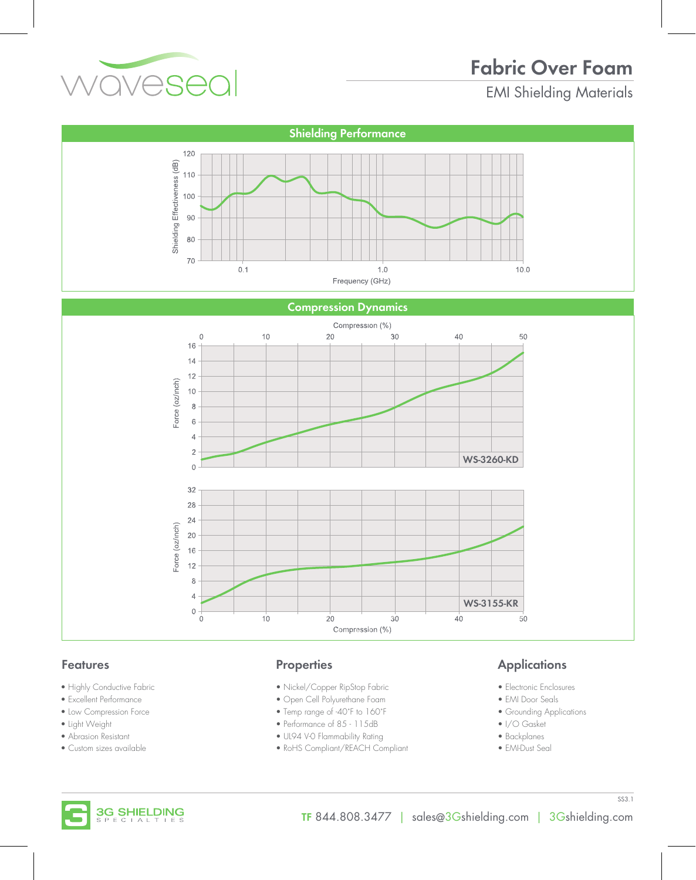waveseal

# Fabric Over Foam

## EMI Shielding Materials

### Shielding Performance

Shielding Effectiveness (dB)
120
110
100
90
80
70
0.1
1.0
10.0
Frequency (GHz)

### Compression Dynamics

Compression (%)
0
10
20
30
40
50
Force (oz/inch)
16
14
12
10
8
6
4
2
0
WS-3260-KD

Force (oz/inch)
32
28
24
20
16
12
8
4
0
WS-3155-KR
0
10
20
30
40
50
Compression (%)

### Features

- Highly Conductive Fabric
- Excellent Performance
- Low Compression Force
- Light Weight
- Abrasion Resistant
- Custom sizes available

### Properties

- Nickel/Copper RipStop Fabric
- Open Cell Polyurethane Foam
- Temp range of -40°F to 160°F
- Performance of 85 - 115dB
- UL94 V-0 Flammability Rating
- RoHS Compliant/REACH Compliant

### Applications

- Electronic Enclosures
- EMI Door Seals
- Grounding Applications
- I/O Gasket
- Backplanes
- EMI-Dust Seal

SS3.1

3G SHIELDING SPECIALTIES

TF 844.808.3477 | sales@3Gshielding.com | 3Gshielding.com